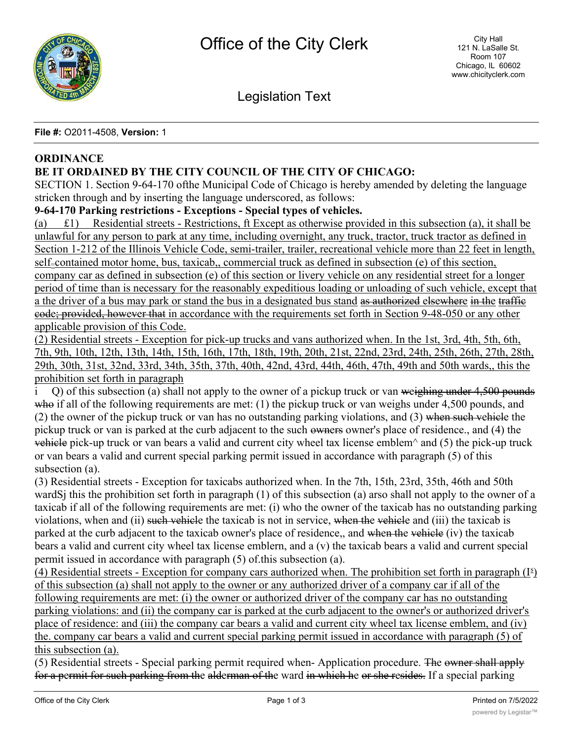# Office of the City Clerk

City Hall
121 N. LaSalle St.
Room 107
Chicago, IL 60602
www.chicityclerk.com

## Legislation Text

**File #:** O2011-4508, **Version:** 1

**ORDINANCE**

**BE IT ORDAINED BY THE CITY COUNCIL OF THE CITY OF CHICAGO:**

SECTION 1. Section 9-64-170 ofthe Municipal Code of Chicago is hereby amended by deleting the language stricken through and by inserting the language underscored, as follows:

**9-64-170 Parking restrictions - Exceptions - Special types of vehicles.**

(a) £1) Residential streets - Restrictions, ft Except as otherwise provided in this subsection (a), it shall be unlawful for any person to park at any time, including overnight, any truck, tractor, truck tractor as defined in Section 1-212 of the Illinois Vehicle Code, semi-trailer, trailer, recreational vehicle more than 22 feet in length, self-contained motor home, bus, taxicab,, commercial truck as defined in subsection (e) of this section, company car as defined in subsection (e) of this section or livery vehicle on any residential street for a longer period of time than is necessary for the reasonably expeditious loading or unloading of such vehicle, except that a the driver of a bus may park or stand the bus in a designated bus stand as authorized elsewhere in the traffic code; provided, however that in accordance with the requirements set forth in Section 9-48-050 or any other applicable provision of this Code.

(2) Residential streets - Exception for pick-up trucks and vans authorized when. In the 1st, 3rd, 4th, 5th, 6th, 7th, 9th, 10th, 12th, 13th, 14th, 15th, 16th, 17th, 18th, 19th, 20th, 21st, 22nd, 23rd, 24th, 25th, 26th, 27th, 28th, 29th, 30th, 31st, 32nd, 33rd, 34th, 35th, 37th, 40th, 42nd, 43rd, 44th, 46th, 47th, 49th and 50th wards,, this the prohibition set forth in paragraph

i Q) of this subsection (a) shall not apply to the owner of a pickup truck or van weighing under 4,500 pounds who if all of the following requirements are met: (1) the pickup truck or van weighs under 4,500 pounds, and (2) the owner of the pickup truck or van has no outstanding parking violations, and (3) when such vehicle the pickup truck or van is parked at the curb adjacent to the such owners owner's place of residence., and (4) the vehicle pick-up truck or van bears a valid and current city wheel tax license emblem^ and (5) the pick-up truck or van bears a valid and current special parking permit issued in accordance with paragraph (5) of this subsection (a).

(3) Residential streets - Exception for taxicabs authorized when. In the 7th, 15th, 23rd, 35th, 46th and 50th wardSj this the prohibition set forth in paragraph (1) of this subsection (a) arso shall not apply to the owner of a taxicab if all of the following requirements are met: (i) who the owner of the taxicab has no outstanding parking violations, when and (ii) such vehicle the taxicab is not in service, when the vehicle and (iii) the taxicab is parked at the curb adjacent to the taxicab owner's place of residence,, and when the vehicle (iv) the taxicab bears a valid and current city wheel tax license emblern, and a (v) the taxicab bears a valid and current special permit issued in accordance with paragraph (5) of.this subsection (a).

(4) Residential streets - Exception for company cars authorized when. The prohibition set forth in paragraph (I^s) of this subsection (a) shall not apply to the owner or any authorized driver of a company car if all of the following requirements are met: (i) the owner or authorized driver of the company car has no outstanding parking violations: and (ii) the company car is parked at the curb adjacent to the owner's or authorized driver's place of residence: and (iii) the company car bears a valid and current city wheel tax license emblem, and (iv) the. company car bears a valid and current special parking permit issued in accordance with paragraph (5) of this subsection (a).

(5) Residential streets - Special parking permit required when- Application procedure. The owner shall apply for a permit for such parking from the alderman of the ward in which he or she resides. If a special parking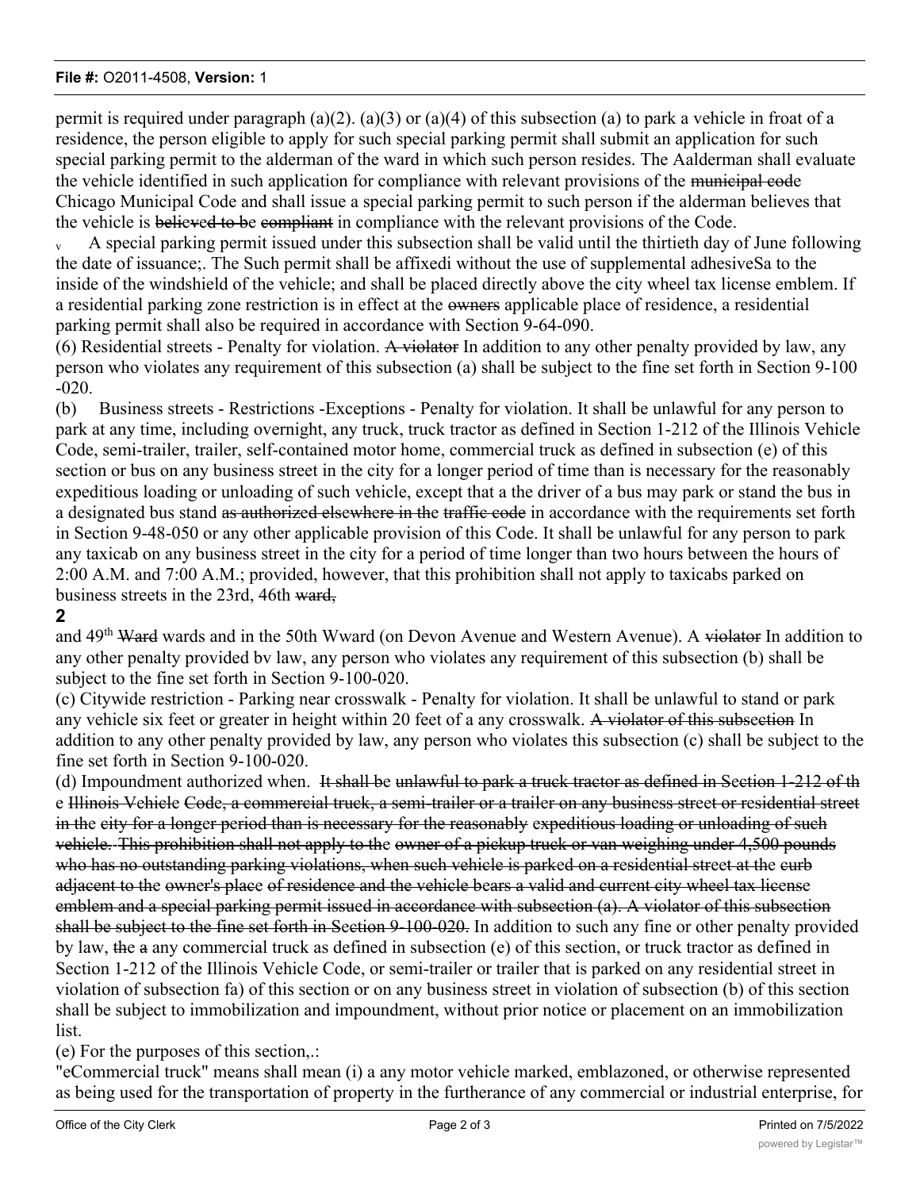permit is required under paragraph (a)(2). (a)(3) or (a)(4) of this subsection (a) to park a vehicle in froat of a residence, the person eligible to apply for such special parking permit shall submit an application for such special parking permit to the alderman of the ward in which such person resides. The Aalderman shall evaluate the vehicle identified in such application for compliance with relevant provisions of the ~~municipal cod~~e Chicago Municipal Code and shall issue a special parking permit to such person if the alderman believes that the vehicle is ~~believed to be~~ ~~compliant~~ in compliance with the relevant provisions of the Code.

v A special parking permit issued under this subsection shall be valid until the thirtieth day of June following the date of issuance;. The Such permit shall be affixedi without the use of supplemental adhesiveSa to the inside of the windshield of the vehicle; and shall be placed directly above the city wheel tax license emblem. If a residential parking zone restriction is in effect at the ~~owners~~ applicable place of residence, a residential parking permit shall also be required in accordance with Section 9-64-090.

(6) Residential streets - Penalty for violation. ~~A violator~~ In addition to any other penalty provided by law, any person who violates any requirement of this subsection (a) shall be subject to the fine set forth in Section 9-100 -020.

(b) Business streets - Restrictions -Exceptions - Penalty for violation. It shall be unlawful for any person to park at any time, including overnight, any truck, truck tractor as defined in Section 1-212 of the Illinois Vehicle Code, semi-trailer, trailer, self-contained motor home, commercial truck as defined in subsection (e) of this section or bus on any business street in the city for a longer period of time than is necessary for the reasonably expeditious loading or unloading of such vehicle, except that a the driver of a bus may park or stand the bus in a designated bus stand ~~as authorized elsewhere in the~~ ~~traffic code~~ in accordance with the requirements set forth in Section 9-48-050 or any other applicable provision of this Code. It shall be unlawful for any person to park any taxicab on any business street in the city for a period of time longer than two hours between the hours of 2:00 A.M. and 7:00 A.M.; provided, however, that this prohibition shall not apply to taxicabs parked on business streets in the 23rd, 46th ~~ward,~~

**2**

and 49th ~~Ward~~ wards and in the 50th Wward (on Devon Avenue and Western Avenue). A ~~violator~~ In addition to any other penalty provided bv law, any person who violates any requirement of this subsection (b) shall be subject to the fine set forth in Section 9-100-020.

(c) Citywide restriction - Parking near crosswalk - Penalty for violation. It shall be unlawful to stand or park any vehicle six feet or greater in height within 20 feet of a any crosswalk. ~~A violator of this subsection~~ In addition to any other penalty provided by law, any person who violates this subsection (c) shall be subject to the fine set forth in Section 9-100-020.

(d) Impoundment authorized when. ~~It shall be unlawful to park a truck tractor as defined in Section 1-212 of the Illinois Vehicle Code, a commercial truck, a semi-trailer or a trailer on any business street or residential street in the city for a longer period than is necessary for the reasonably expeditious loading or unloading of such vehicle. This prohibition shall not apply to the owner of a pickup truck or van weighing under 4,500 pounds who has no outstanding parking violations, when such vehicle is parked on a residential street at the curb adjacent to the owner's place of residence and the vehicle bears a valid and current city wheel tax license emblem and a special parking permit issued in accordance with subsection (a). A violator of this subsection shall be subject to the fine set forth in Section 9-100-020.~~ In addition to such any fine or other penalty provided by law, ~~the a~~ any commercial truck as defined in subsection (e) of this section, or truck tractor as defined in Section 1-212 of the Illinois Vehicle Code, or semi-trailer or trailer that is parked on any residential street in violation of subsection fa) of this section or on any business street in violation of subsection (b) of this section shall be subject to immobilization and impoundment, without prior notice or placement on an immobilization list.

(e) For the purposes of this section,.:

"eCommercial truck" means shall mean (i) a any motor vehicle marked, emblazoned, or otherwise represented as being used for the transportation of property in the furtherance of any commercial or industrial enterprise, for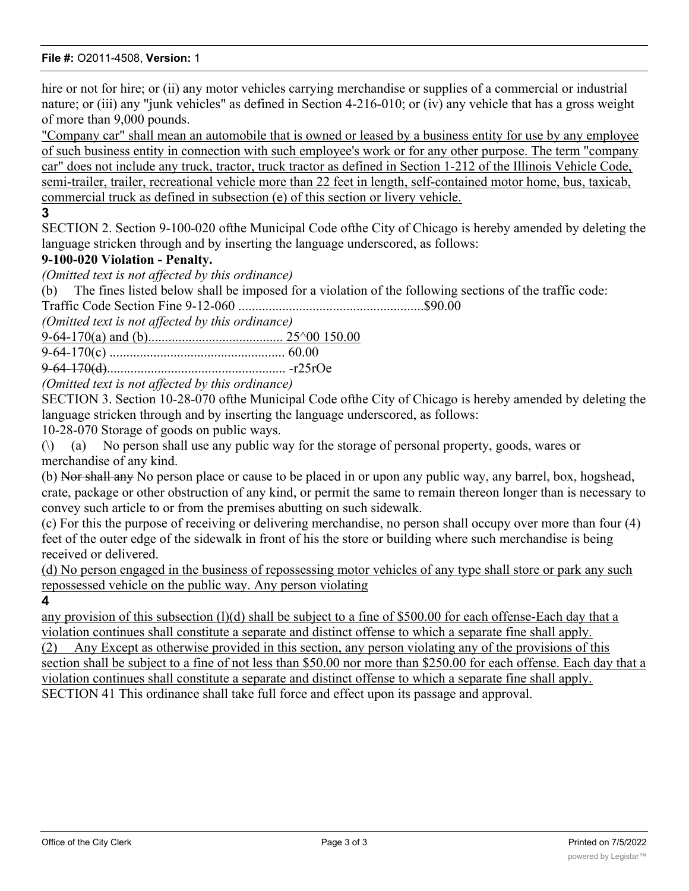hire or not for hire; or (ii) any motor vehicles carrying merchandise or supplies of a commercial or industrial nature; or (iii) any "junk vehicles" as defined in Section 4-216-010; or (iv) any vehicle that has a gross weight of more than 9,000 pounds.

"Company car" shall mean an automobile that is owned or leased by a business entity for use by any employee of such business entity in connection with such employee's work or for any other purpose. The term "company car" does not include any truck, tractor, truck tractor as defined in Section 1-212 of the Illinois Vehicle Code, semi-trailer, trailer, recreational vehicle more than 22 feet in length, self-contained motor home, bus, taxicab, commercial truck as defined in subsection (e) of this section or livery vehicle.

**3**

SECTION 2. Section 9-100-020 ofthe Municipal Code ofthe City of Chicago is hereby amended by deleting the language stricken through and by inserting the language underscored, as follows:

**9-100-020 Violation - Penalty.**

*(Omitted text is not affected by this ordinance)*

(b) The fines listed below shall be imposed for a violation of the following sections of the traffic code:

Traffic Code Section Fine 9-12-060 ......................................................$90.00

*(Omitted text is not affected by this ordinance)*

9-64-170(a) and (b)........................................ 25^00 150.00

9-64-170(c) .................................................... 60.00

~~9-64-170(d)~~..................................................... -r25rOe

*(Omitted text is not affected by this ordinance)*

SECTION 3. Section 10-28-070 ofthe Municipal Code ofthe City of Chicago is hereby amended by deleting the language stricken through and by inserting the language underscored, as follows:

10-28-070 Storage of goods on public ways.

(\) (a) No person shall use any public way for the storage of personal property, goods, wares or merchandise of any kind.

(b) ~~Nor shall any~~ No person place or cause to be placed in or upon any public way, any barrel, box, hogshead, crate, package or other obstruction of any kind, or permit the same to remain thereon longer than is necessary to convey such article to or from the premises abutting on such sidewalk.

(c) For this the purpose of receiving or delivering merchandise, no person shall occupy over more than four (4) feet of the outer edge of the sidewalk in front of his the store or building where such merchandise is being received or delivered.

(d) No person engaged in the business of repossessing motor vehicles of any type shall store or park any such repossessed vehicle on the public way. Any person violating

**4**

any provision of this subsection (l)(d) shall be subject to a fine of $500.00 for each offense-Each day that a violation continues shall constitute a separate and distinct offense to which a separate fine shall apply.

(2) Any Except as otherwise provided in this section, any person violating any of the provisions of this section shall be subject to a fine of not less than $50.00 nor more than $250.00 for each offense. Each day that a violation continues shall constitute a separate and distinct offense to which a separate fine shall apply.

SECTION 41 This ordinance shall take full force and effect upon its passage and approval.